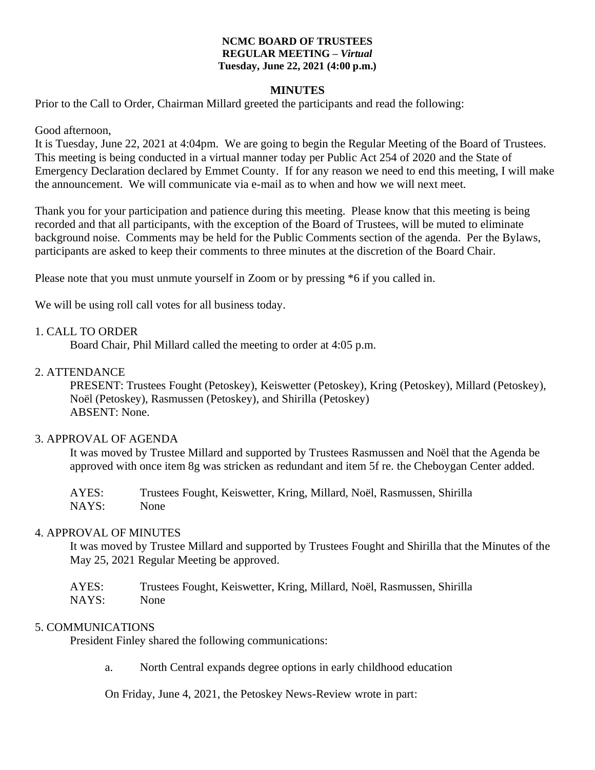**NCMC BOARD OF TRUSTEES**
**REGULAR MEETING – *Virtual***
**Tuesday, June 22, 2021 (4:00 p.m.)**

**MINUTES**

Prior to the Call to Order, Chairman Millard greeted the participants and read the following:

Good afternoon,
It is Tuesday, June 22, 2021 at 4:04pm. We are going to begin the Regular Meeting of the Board of Trustees. This meeting is being conducted in a virtual manner today per Public Act 254 of 2020 and the State of Emergency Declaration declared by Emmet County. If for any reason we need to end this meeting, I will make the announcement. We will communicate via e-mail as to when and how we will next meet.

Thank you for your participation and patience during this meeting. Please know that this meeting is being recorded and that all participants, with the exception of the Board of Trustees, will be muted to eliminate background noise. Comments may be held for the Public Comments section of the agenda. Per the Bylaws, participants are asked to keep their comments to three minutes at the discretion of the Board Chair.

Please note that you must unmute yourself in Zoom or by pressing *6 if you called in.

We will be using roll call votes for all business today.

1. CALL TO ORDER

Board Chair, Phil Millard called the meeting to order at 4:05 p.m.

2. ATTENDANCE

PRESENT: Trustees Fought (Petoskey), Keiswetter (Petoskey), Kring (Petoskey), Millard (Petoskey), Noël (Petoskey), Rasmussen (Petoskey), and Shirilla (Petoskey)
ABSENT: None.

3. APPROVAL OF AGENDA

It was moved by Trustee Millard and supported by Trustees Rasmussen and Noël that the Agenda be approved with once item 8g was stricken as redundant and item 5f re. the Cheboygan Center added.

AYES: Trustees Fought, Keiswetter, Kring, Millard, Noël, Rasmussen, Shirilla
NAYS: None

4. APPROVAL OF MINUTES

It was moved by Trustee Millard and supported by Trustees Fought and Shirilla that the Minutes of the May 25, 2021 Regular Meeting be approved.

AYES: Trustees Fought, Keiswetter, Kring, Millard, Noël, Rasmussen, Shirilla
NAYS: None

5. COMMUNICATIONS

President Finley shared the following communications:

a. North Central expands degree options in early childhood education

On Friday, June 4, 2021, the Petoskey News-Review wrote in part: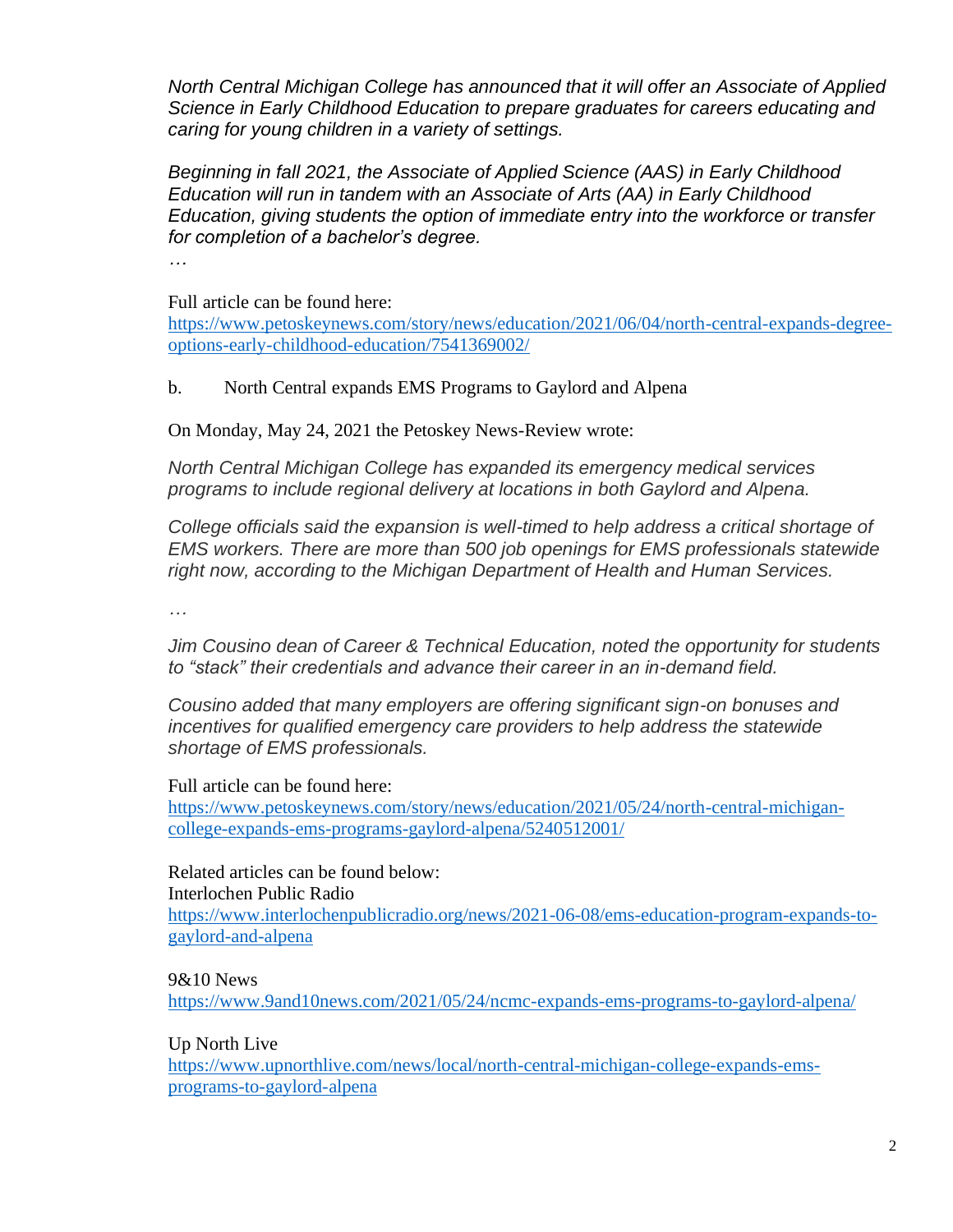*North Central Michigan College has announced that it will offer an Associate of Applied Science in Early Childhood Education to prepare graduates for careers educating and caring for young children in a variety of settings.*

*Beginning in fall 2021, the Associate of Applied Science (AAS) in Early Childhood Education will run in tandem with an Associate of Arts (AA) in Early Childhood Education, giving students the option of immediate entry into the workforce or transfer for completion of a bachelor's degree.*

*…*

Full article can be found here:
https://www.petoskeynews.com/story/news/education/2021/06/04/north-central-expands-degree-options-early-childhood-education/7541369002/

b. North Central expands EMS Programs to Gaylord and Alpena

On Monday, May 24, 2021 the Petoskey News-Review wrote:

*North Central Michigan College has expanded its emergency medical services programs to include regional delivery at locations in both Gaylord and Alpena.*

*College officials said the expansion is well-timed to help address a critical shortage of EMS workers. There are more than 500 job openings for EMS professionals statewide right now, according to the Michigan Department of Health and Human Services.*

*…*

*Jim Cousino dean of Career & Technical Education, noted the opportunity for students to "stack" their credentials and advance their career in an in-demand field.*

*Cousino added that many employers are offering significant sign-on bonuses and incentives for qualified emergency care providers to help address the statewide shortage of EMS professionals.*

Full article can be found here:
https://www.petoskeynews.com/story/news/education/2021/05/24/north-central-michigan-college-expands-ems-programs-gaylord-alpena/5240512001/

Related articles can be found below:
Interlochen Public Radio
https://www.interlochenpublicradio.org/news/2021-06-08/ems-education-program-expands-to-gaylord-and-alpena

9&10 News
https://www.9and10news.com/2021/05/24/ncmc-expands-ems-programs-to-gaylord-alpena/

Up North Live
https://www.upnorthlive.com/news/local/north-central-michigan-college-expands-ems-programs-to-gaylord-alpena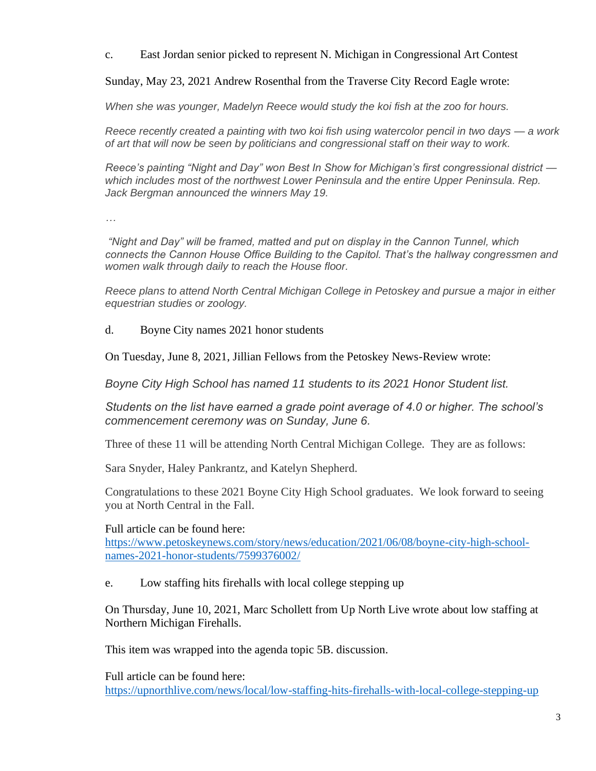c. East Jordan senior picked to represent N. Michigan in Congressional Art Contest

Sunday, May 23, 2021 Andrew Rosenthal from the Traverse City Record Eagle wrote:

*When she was younger, Madelyn Reece would study the koi fish at the zoo for hours.*

*Reece recently created a painting with two koi fish using watercolor pencil in two days — a work of art that will now be seen by politicians and congressional staff on their way to work.*

*Reece's painting "Night and Day" won Best In Show for Michigan's first congressional district — which includes most of the northwest Lower Peninsula and the entire Upper Peninsula. Rep. Jack Bergman announced the winners May 19.*

*…*

*"Night and Day" will be framed, matted and put on display in the Cannon Tunnel, which connects the Cannon House Office Building to the Capitol. That's the hallway congressmen and women walk through daily to reach the House floor.*

*Reece plans to attend North Central Michigan College in Petoskey and pursue a major in either equestrian studies or zoology.*

d. Boyne City names 2021 honor students

On Tuesday, June 8, 2021, Jillian Fellows from the Petoskey News-Review wrote:

*Boyne City High School has named 11 students to its 2021 Honor Student list.*

*Students on the list have earned a grade point average of 4.0 or higher. The school's commencement ceremony was on Sunday, June 6.*

Three of these 11 will be attending North Central Michigan College. They are as follows:

Sara Snyder, Haley Pankrantz, and Katelyn Shepherd.

Congratulations to these 2021 Boyne City High School graduates. We look forward to seeing you at North Central in the Fall.

Full article can be found here:
https://www.petoskeynews.com/story/news/education/2021/06/08/boyne-city-high-school-names-2021-honor-students/7599376002/

e. Low staffing hits firehalls with local college stepping up

On Thursday, June 10, 2021, Marc Schollett from Up North Live wrote about low staffing at Northern Michigan Firehalls.

This item was wrapped into the agenda topic 5B. discussion.

Full article can be found here:
https://upnorthlive.com/news/local/low-staffing-hits-firehalls-with-local-college-stepping-up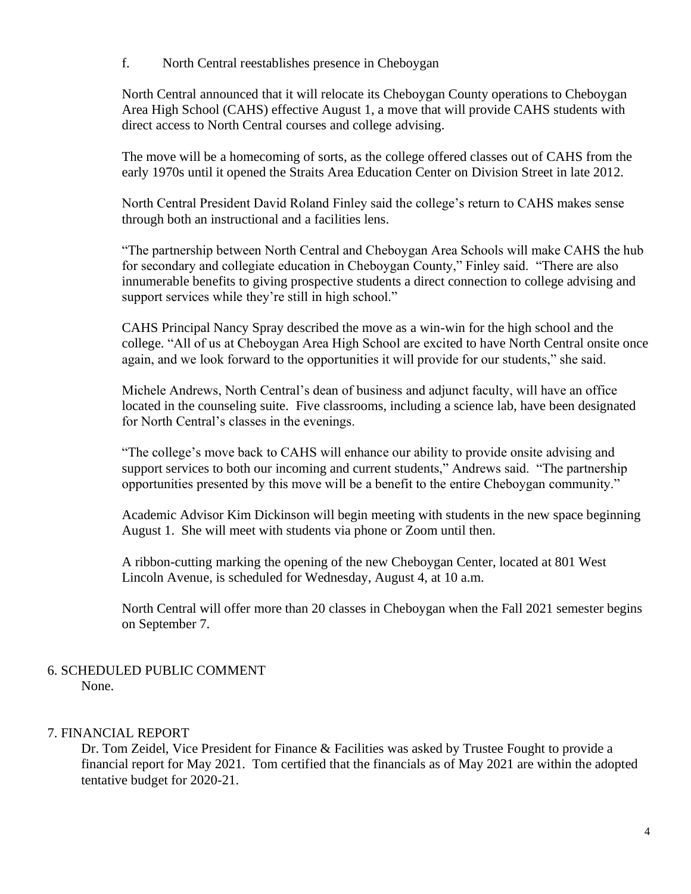f. North Central reestablishes presence in Cheboygan

North Central announced that it will relocate its Cheboygan County operations to Cheboygan Area High School (CAHS) effective August 1, a move that will provide CAHS students with direct access to North Central courses and college advising.

The move will be a homecoming of sorts, as the college offered classes out of CAHS from the early 1970s until it opened the Straits Area Education Center on Division Street in late 2012.

North Central President David Roland Finley said the college's return to CAHS makes sense through both an instructional and a facilities lens.

"The partnership between North Central and Cheboygan Area Schools will make CAHS the hub for secondary and collegiate education in Cheboygan County," Finley said. "There are also innumerable benefits to giving prospective students a direct connection to college advising and support services while they're still in high school."

CAHS Principal Nancy Spray described the move as a win-win for the high school and the college. "All of us at Cheboygan Area High School are excited to have North Central onsite once again, and we look forward to the opportunities it will provide for our students," she said.

Michele Andrews, North Central's dean of business and adjunct faculty, will have an office located in the counseling suite. Five classrooms, including a science lab, have been designated for North Central's classes in the evenings.

"The college's move back to CAHS will enhance our ability to provide onsite advising and support services to both our incoming and current students," Andrews said. "The partnership opportunities presented by this move will be a benefit to the entire Cheboygan community."

Academic Advisor Kim Dickinson will begin meeting with students in the new space beginning August 1. She will meet with students via phone or Zoom until then.

A ribbon-cutting marking the opening of the new Cheboygan Center, located at 801 West Lincoln Avenue, is scheduled for Wednesday, August 4, at 10 a.m.

North Central will offer more than 20 classes in Cheboygan when the Fall 2021 semester begins on September 7.

## 6. SCHEDULED PUBLIC COMMENT

None.

## 7. FINANCIAL REPORT

Dr. Tom Zeidel, Vice President for Finance & Facilities was asked by Trustee Fought to provide a financial report for May 2021. Tom certified that the financials as of May 2021 are within the adopted tentative budget for 2020-21.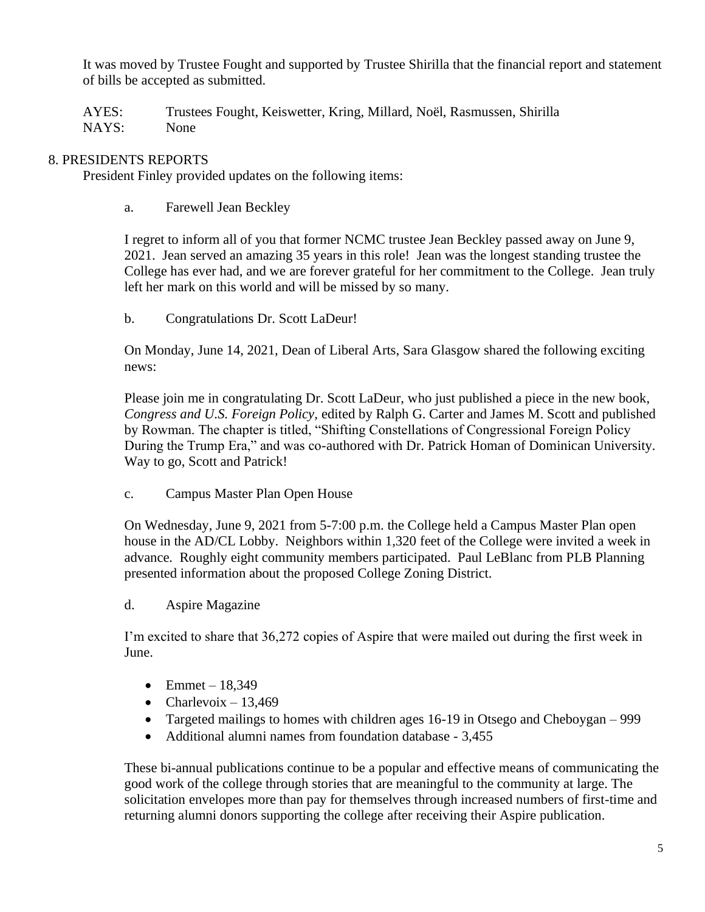It was moved by Trustee Fought and supported by Trustee Shirilla that the financial report and statement of bills be accepted as submitted.

AYES: Trustees Fought, Keiswetter, Kring, Millard, Noël, Rasmussen, Shirilla
NAYS: None

## 8. PRESIDENTS REPORTS

President Finley provided updates on the following items:

a. Farewell Jean Beckley

I regret to inform all of you that former NCMC trustee Jean Beckley passed away on June 9, 2021. Jean served an amazing 35 years in this role! Jean was the longest standing trustee the College has ever had, and we are forever grateful for her commitment to the College. Jean truly left her mark on this world and will be missed by so many.

b. Congratulations Dr. Scott LaDeur!

On Monday, June 14, 2021, Dean of Liberal Arts, Sara Glasgow shared the following exciting news:

Please join me in congratulating Dr. Scott LaDeur, who just published a piece in the new book, *Congress and U.S. Foreign Policy*, edited by Ralph G. Carter and James M. Scott and published by Rowman. The chapter is titled, "Shifting Constellations of Congressional Foreign Policy During the Trump Era," and was co-authored with Dr. Patrick Homan of Dominican University. Way to go, Scott and Patrick!

c. Campus Master Plan Open House

On Wednesday, June 9, 2021 from 5-7:00 p.m. the College held a Campus Master Plan open house in the AD/CL Lobby. Neighbors within 1,320 feet of the College were invited a week in advance. Roughly eight community members participated. Paul LeBlanc from PLB Planning presented information about the proposed College Zoning District.

d. Aspire Magazine

I'm excited to share that 36,272 copies of Aspire that were mailed out during the first week in June.

- Emmet – 18,349
- Charlevoix – 13,469
- Targeted mailings to homes with children ages 16-19 in Otsego and Cheboygan – 999
- Additional alumni names from foundation database - 3,455

These bi-annual publications continue to be a popular and effective means of communicating the good work of the college through stories that are meaningful to the community at large. The solicitation envelopes more than pay for themselves through increased numbers of first-time and returning alumni donors supporting the college after receiving their Aspire publication.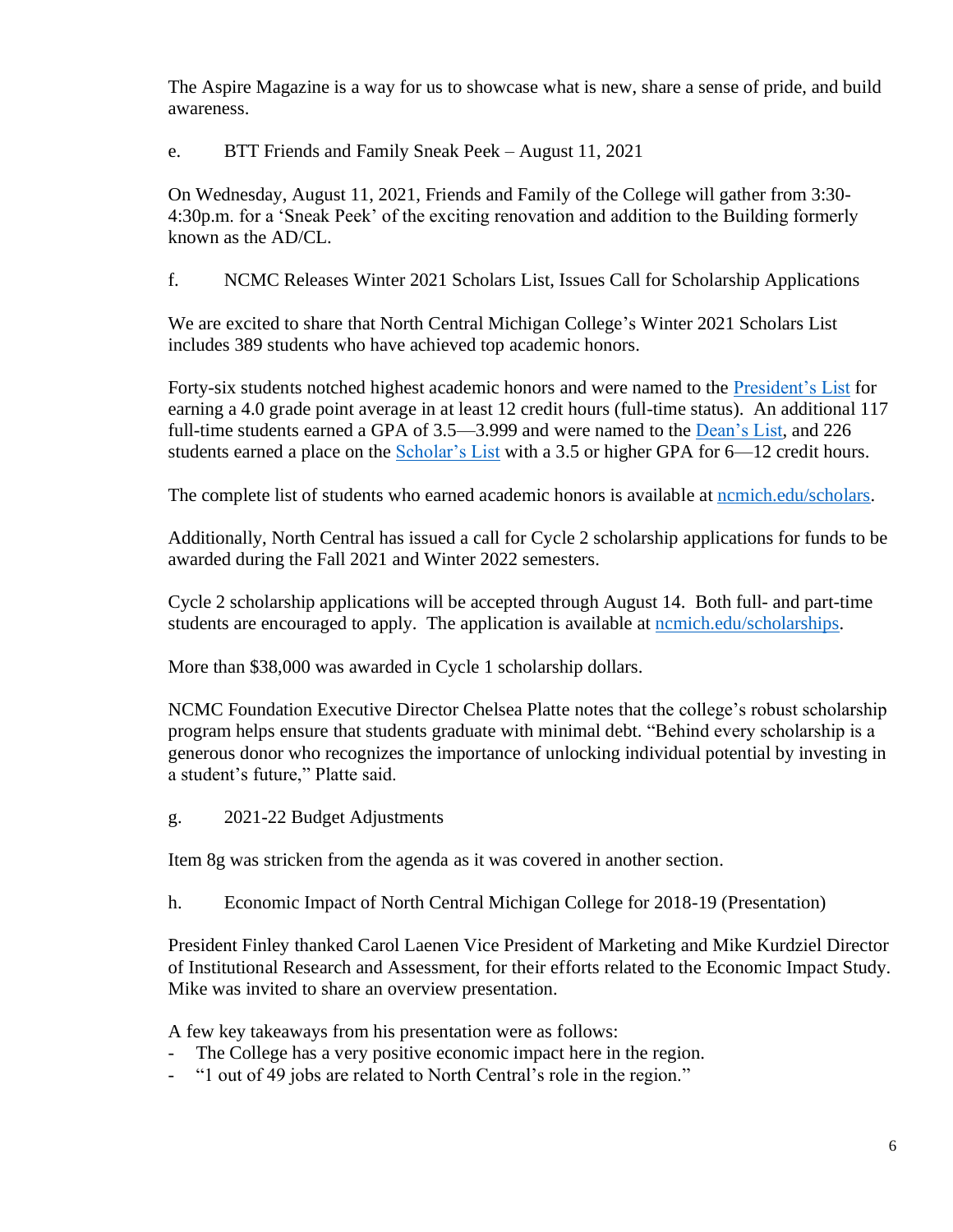The Aspire Magazine is a way for us to showcase what is new, share a sense of pride, and build awareness.

e. BTT Friends and Family Sneak Peek – August 11, 2021

On Wednesday, August 11, 2021, Friends and Family of the College will gather from 3:30-4:30p.m. for a 'Sneak Peek' of the exciting renovation and addition to the Building formerly known as the AD/CL.

f. NCMC Releases Winter 2021 Scholars List, Issues Call for Scholarship Applications

We are excited to share that North Central Michigan College's Winter 2021 Scholars List includes 389 students who have achieved top academic honors.

Forty-six students notched highest academic honors and were named to the President's List for earning a 4.0 grade point average in at least 12 credit hours (full-time status). An additional 117 full-time students earned a GPA of 3.5—3.999 and were named to the Dean's List, and 226 students earned a place on the Scholar's List with a 3.5 or higher GPA for 6—12 credit hours.

The complete list of students who earned academic honors is available at ncmich.edu/scholars.

Additionally, North Central has issued a call for Cycle 2 scholarship applications for funds to be awarded during the Fall 2021 and Winter 2022 semesters.

Cycle 2 scholarship applications will be accepted through August 14. Both full- and part-time students are encouraged to apply. The application is available at ncmich.edu/scholarships.

More than $38,000 was awarded in Cycle 1 scholarship dollars.

NCMC Foundation Executive Director Chelsea Platte notes that the college's robust scholarship program helps ensure that students graduate with minimal debt. "Behind every scholarship is a generous donor who recognizes the importance of unlocking individual potential by investing in a student's future," Platte said.

g. 2021-22 Budget Adjustments

Item 8g was stricken from the agenda as it was covered in another section.

h. Economic Impact of North Central Michigan College for 2018-19 (Presentation)

President Finley thanked Carol Laenen Vice President of Marketing and Mike Kurdziel Director of Institutional Research and Assessment, for their efforts related to the Economic Impact Study. Mike was invited to share an overview presentation.

A few key takeaways from his presentation were as follows:

- The College has a very positive economic impact here in the region.
- "1 out of 49 jobs are related to North Central's role in the region."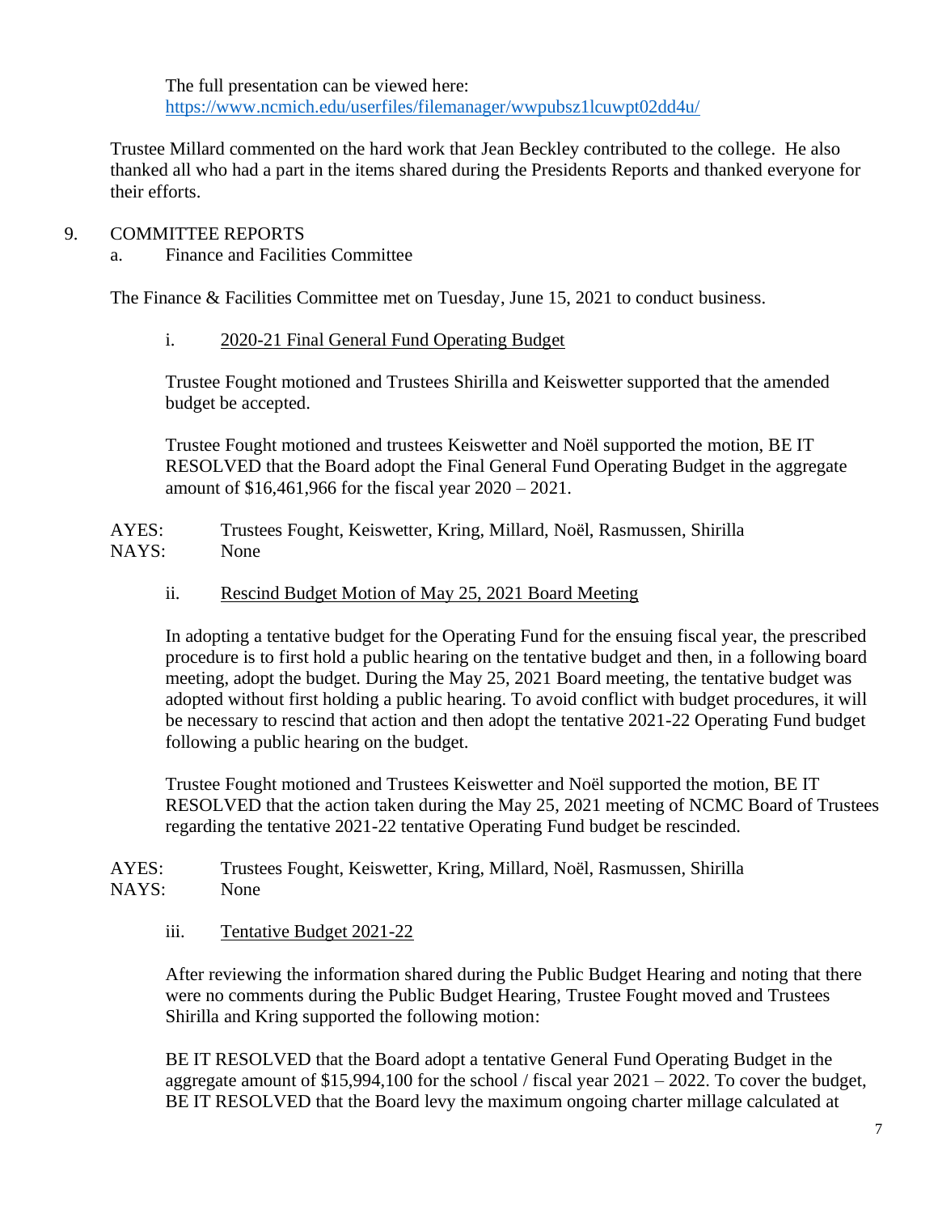The full presentation can be viewed here:
https://www.ncmich.edu/userfiles/filemanager/wwpubsz1lcuwpt02dd4u/

Trustee Millard commented on the hard work that Jean Beckley contributed to the college. He also thanked all who had a part in the items shared during the Presidents Reports and thanked everyone for their efforts.

9. COMMITTEE REPORTS
   a. Finance and Facilities Committee

The Finance & Facilities Committee met on Tuesday, June 15, 2021 to conduct business.

i. <u>2020-21 Final General Fund Operating Budget</u>

Trustee Fought motioned and Trustees Shirilla and Keiswetter supported that the amended budget be accepted.

Trustee Fought motioned and trustees Keiswetter and Noël supported the motion, BE IT RESOLVED that the Board adopt the Final General Fund Operating Budget in the aggregate amount of $16,461,966 for the fiscal year 2020 – 2021.

AYES: Trustees Fought, Keiswetter, Kring, Millard, Noël, Rasmussen, Shirilla
NAYS: None

ii. <u>Rescind Budget Motion of May 25, 2021 Board Meeting</u>

In adopting a tentative budget for the Operating Fund for the ensuing fiscal year, the prescribed procedure is to first hold a public hearing on the tentative budget and then, in a following board meeting, adopt the budget. During the May 25, 2021 Board meeting, the tentative budget was adopted without first holding a public hearing. To avoid conflict with budget procedures, it will be necessary to rescind that action and then adopt the tentative 2021-22 Operating Fund budget following a public hearing on the budget.

Trustee Fought motioned and Trustees Keiswetter and Noël supported the motion, BE IT RESOLVED that the action taken during the May 25, 2021 meeting of NCMC Board of Trustees regarding the tentative 2021-22 tentative Operating Fund budget be rescinded.

AYES: Trustees Fought, Keiswetter, Kring, Millard, Noël, Rasmussen, Shirilla
NAYS: None

iii. <u>Tentative Budget 2021-22</u>

After reviewing the information shared during the Public Budget Hearing and noting that there were no comments during the Public Budget Hearing, Trustee Fought moved and Trustees Shirilla and Kring supported the following motion:

BE IT RESOLVED that the Board adopt a tentative General Fund Operating Budget in the aggregate amount of $15,994,100 for the school / fiscal year 2021 – 2022. To cover the budget, BE IT RESOLVED that the Board levy the maximum ongoing charter millage calculated at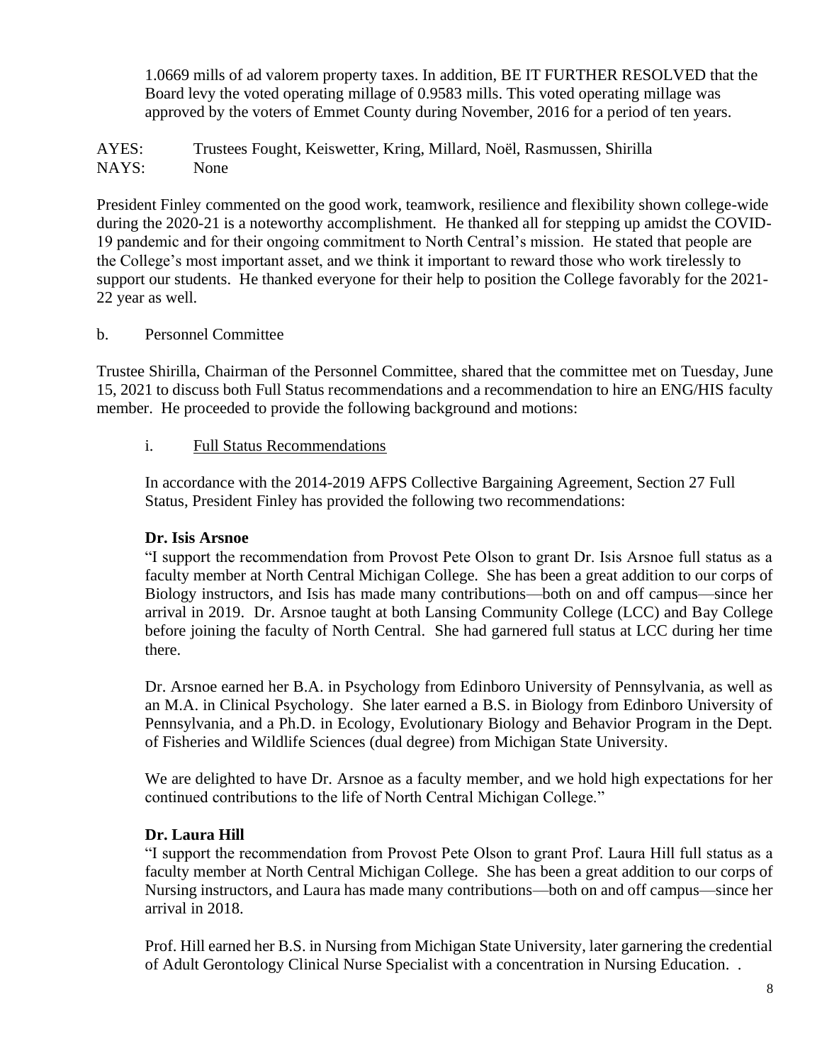1.0669 mills of ad valorem property taxes. In addition, BE IT FURTHER RESOLVED that the Board levy the voted operating millage of 0.9583 mills. This voted operating millage was approved by the voters of Emmet County during November, 2016 for a period of ten years.

AYES: Trustees Fought, Keiswetter, Kring, Millard, Noël, Rasmussen, Shirilla
NAYS: None

President Finley commented on the good work, teamwork, resilience and flexibility shown college-wide during the 2020-21 is a noteworthy accomplishment. He thanked all for stepping up amidst the COVID-19 pandemic and for their ongoing commitment to North Central's mission. He stated that people are the College's most important asset, and we think it important to reward those who work tirelessly to support our students. He thanked everyone for their help to position the College favorably for the 2021-22 year as well.

b. Personnel Committee

Trustee Shirilla, Chairman of the Personnel Committee, shared that the committee met on Tuesday, June 15, 2021 to discuss both Full Status recommendations and a recommendation to hire an ENG/HIS faculty member. He proceeded to provide the following background and motions:

i. Full Status Recommendations

In accordance with the 2014-2019 AFPS Collective Bargaining Agreement, Section 27 Full Status, President Finley has provided the following two recommendations:

**Dr. Isis Arsnoe**

"I support the recommendation from Provost Pete Olson to grant Dr. Isis Arsnoe full status as a faculty member at North Central Michigan College. She has been a great addition to our corps of Biology instructors, and Isis has made many contributions—both on and off campus—since her arrival in 2019. Dr. Arsnoe taught at both Lansing Community College (LCC) and Bay College before joining the faculty of North Central. She had garnered full status at LCC during her time there.

Dr. Arsnoe earned her B.A. in Psychology from Edinboro University of Pennsylvania, as well as an M.A. in Clinical Psychology. She later earned a B.S. in Biology from Edinboro University of Pennsylvania, and a Ph.D. in Ecology, Evolutionary Biology and Behavior Program in the Dept. of Fisheries and Wildlife Sciences (dual degree) from Michigan State University.

We are delighted to have Dr. Arsnoe as a faculty member, and we hold high expectations for her continued contributions to the life of North Central Michigan College."

**Dr. Laura Hill**

"I support the recommendation from Provost Pete Olson to grant Prof. Laura Hill full status as a faculty member at North Central Michigan College. She has been a great addition to our corps of Nursing instructors, and Laura has made many contributions—both on and off campus—since her arrival in 2018.

Prof. Hill earned her B.S. in Nursing from Michigan State University, later garnering the credential of Adult Gerontology Clinical Nurse Specialist with a concentration in Nursing Education. .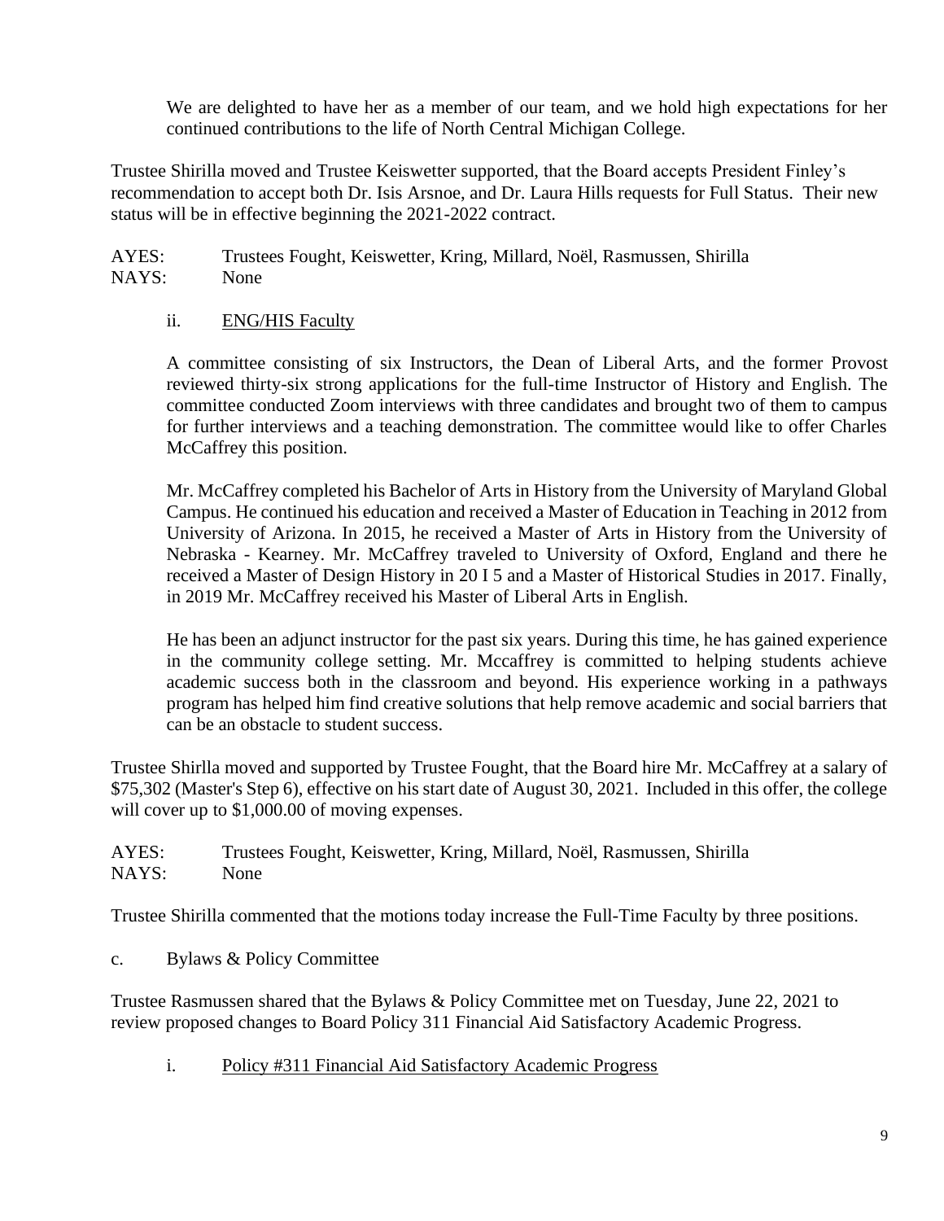We are delighted to have her as a member of our team, and we hold high expectations for her continued contributions to the life of North Central Michigan College.

Trustee Shirilla moved and Trustee Keiswetter supported, that the Board accepts President Finley's recommendation to accept both Dr. Isis Arsnoe, and Dr. Laura Hills requests for Full Status. Their new status will be in effective beginning the 2021-2022 contract.

AYES: Trustees Fought, Keiswetter, Kring, Millard, Noël, Rasmussen, Shirilla
NAYS: None

ii. ENG/HIS Faculty

A committee consisting of six Instructors, the Dean of Liberal Arts, and the former Provost reviewed thirty-six strong applications for the full-time Instructor of History and English. The committee conducted Zoom interviews with three candidates and brought two of them to campus for further interviews and a teaching demonstration. The committee would like to offer Charles McCaffrey this position.

Mr. McCaffrey completed his Bachelor of Arts in History from the University of Maryland Global Campus. He continued his education and received a Master of Education in Teaching in 2012 from University of Arizona. In 2015, he received a Master of Arts in History from the University of Nebraska - Kearney. Mr. McCaffrey traveled to University of Oxford, England and there he received a Master of Design History in 20 I 5 and a Master of Historical Studies in 2017. Finally, in 2019 Mr. McCaffrey received his Master of Liberal Arts in English.

He has been an adjunct instructor for the past six years. During this time, he has gained experience in the community college setting. Mr. Mccaffrey is committed to helping students achieve academic success both in the classroom and beyond. His experience working in a pathways program has helped him find creative solutions that help remove academic and social barriers that can be an obstacle to student success.

Trustee Shirlla moved and supported by Trustee Fought, that the Board hire Mr. McCaffrey at a salary of $75,302 (Master's Step 6), effective on his start date of August 30, 2021. Included in this offer, the college will cover up to $1,000.00 of moving expenses.

AYES: Trustees Fought, Keiswetter, Kring, Millard, Noël, Rasmussen, Shirilla
NAYS: None

Trustee Shirilla commented that the motions today increase the Full-Time Faculty by three positions.

c. Bylaws & Policy Committee

Trustee Rasmussen shared that the Bylaws & Policy Committee met on Tuesday, June 22, 2021 to review proposed changes to Board Policy 311 Financial Aid Satisfactory Academic Progress.

i. Policy #311 Financial Aid Satisfactory Academic Progress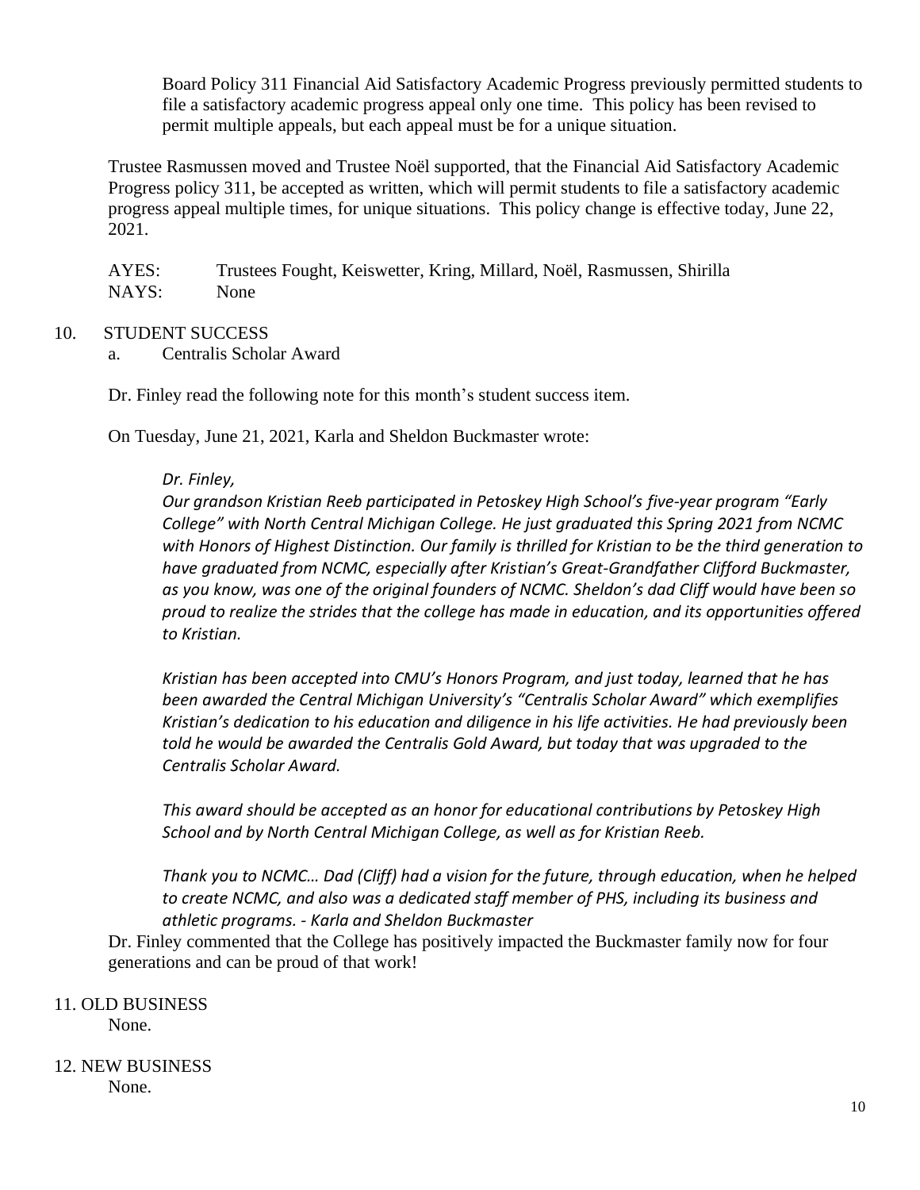Board Policy 311 Financial Aid Satisfactory Academic Progress previously permitted students to file a satisfactory academic progress appeal only one time. This policy has been revised to permit multiple appeals, but each appeal must be for a unique situation.

Trustee Rasmussen moved and Trustee Noël supported, that the Financial Aid Satisfactory Academic Progress policy 311, be accepted as written, which will permit students to file a satisfactory academic progress appeal multiple times, for unique situations. This policy change is effective today, June 22, 2021.

AYES: Trustees Fought, Keiswetter, Kring, Millard, Noël, Rasmussen, Shirilla
NAYS: None

10. STUDENT SUCCESS
    a. Centralis Scholar Award

Dr. Finley read the following note for this month's student success item.

On Tuesday, June 21, 2021, Karla and Sheldon Buckmaster wrote:

> *Dr. Finley,*
>
> *Our grandson Kristian Reeb participated in Petoskey High School's five-year program "Early College" with North Central Michigan College. He just graduated this Spring 2021 from NCMC with Honors of Highest Distinction. Our family is thrilled for Kristian to be the third generation to have graduated from NCMC, especially after Kristian's Great-Grandfather Clifford Buckmaster, as you know, was one of the original founders of NCMC. Sheldon's dad Cliff would have been so proud to realize the strides that the college has made in education, and its opportunities offered to Kristian.*
>
> *Kristian has been accepted into CMU's Honors Program, and just today, learned that he has been awarded the Central Michigan University's "Centralis Scholar Award" which exemplifies Kristian's dedication to his education and diligence in his life activities. He had previously been told he would be awarded the Centralis Gold Award, but today that was upgraded to the Centralis Scholar Award.*
>
> *This award should be accepted as an honor for educational contributions by Petoskey High School and by North Central Michigan College, as well as for Kristian Reeb.*
>
> *Thank you to NCMC… Dad (Cliff) had a vision for the future, through education, when he helped to create NCMC, and also was a dedicated staff member of PHS, including its business and athletic programs. - Karla and Sheldon Buckmaster*

Dr. Finley commented that the College has positively impacted the Buckmaster family now for four generations and can be proud of that work!

11. OLD BUSINESS
    None.

12. NEW BUSINESS
    None.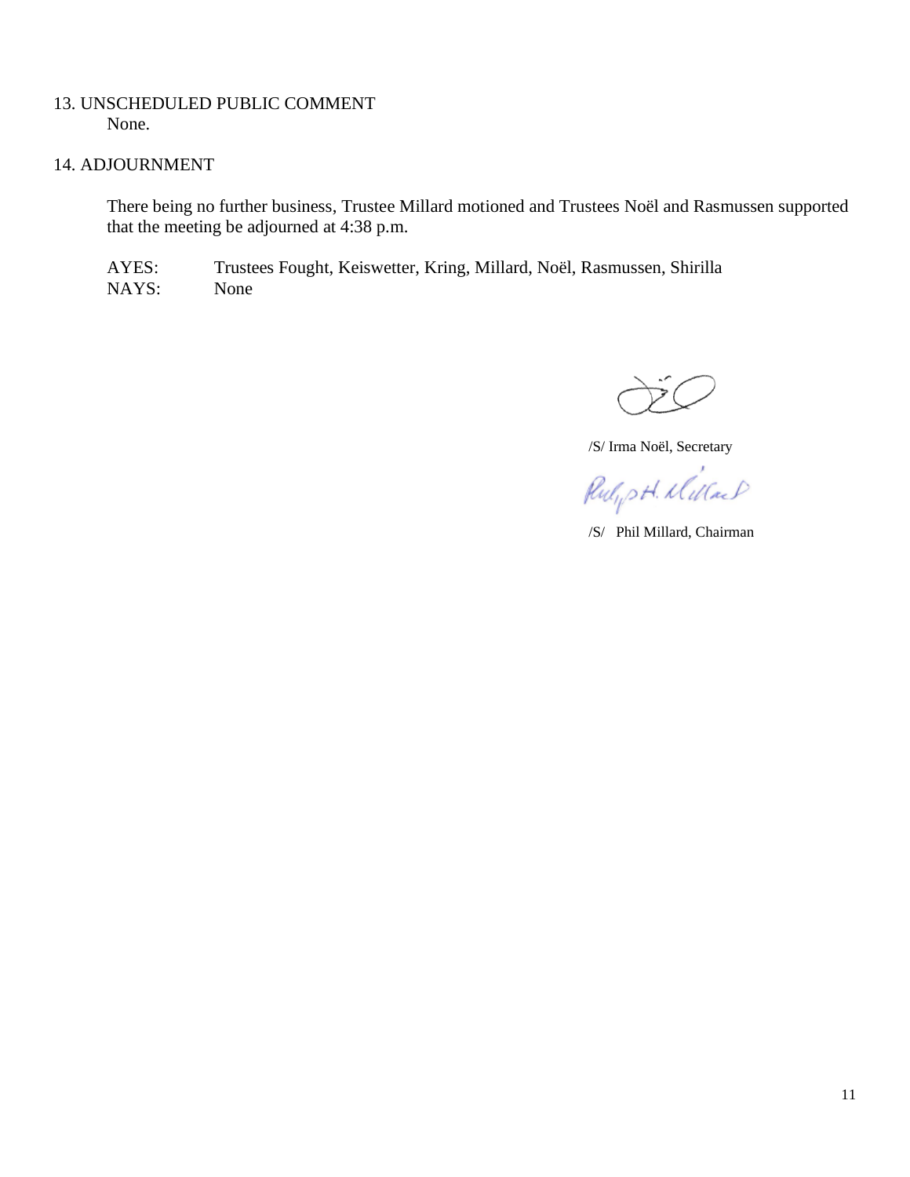13. UNSCHEDULED PUBLIC COMMENT

None.

14. ADJOURNMENT

There being no further business, Trustee Millard motioned and Trustees Noël and Rasmussen supported that the meeting be adjourned at 4:38 p.m.

AYES: Trustees Fought, Keiswetter, Kring, Millard, Noël, Rasmussen, Shirilla

NAYS: None

/S/ Irma Noël, Secretary

/S/ Phil Millard, Chairman